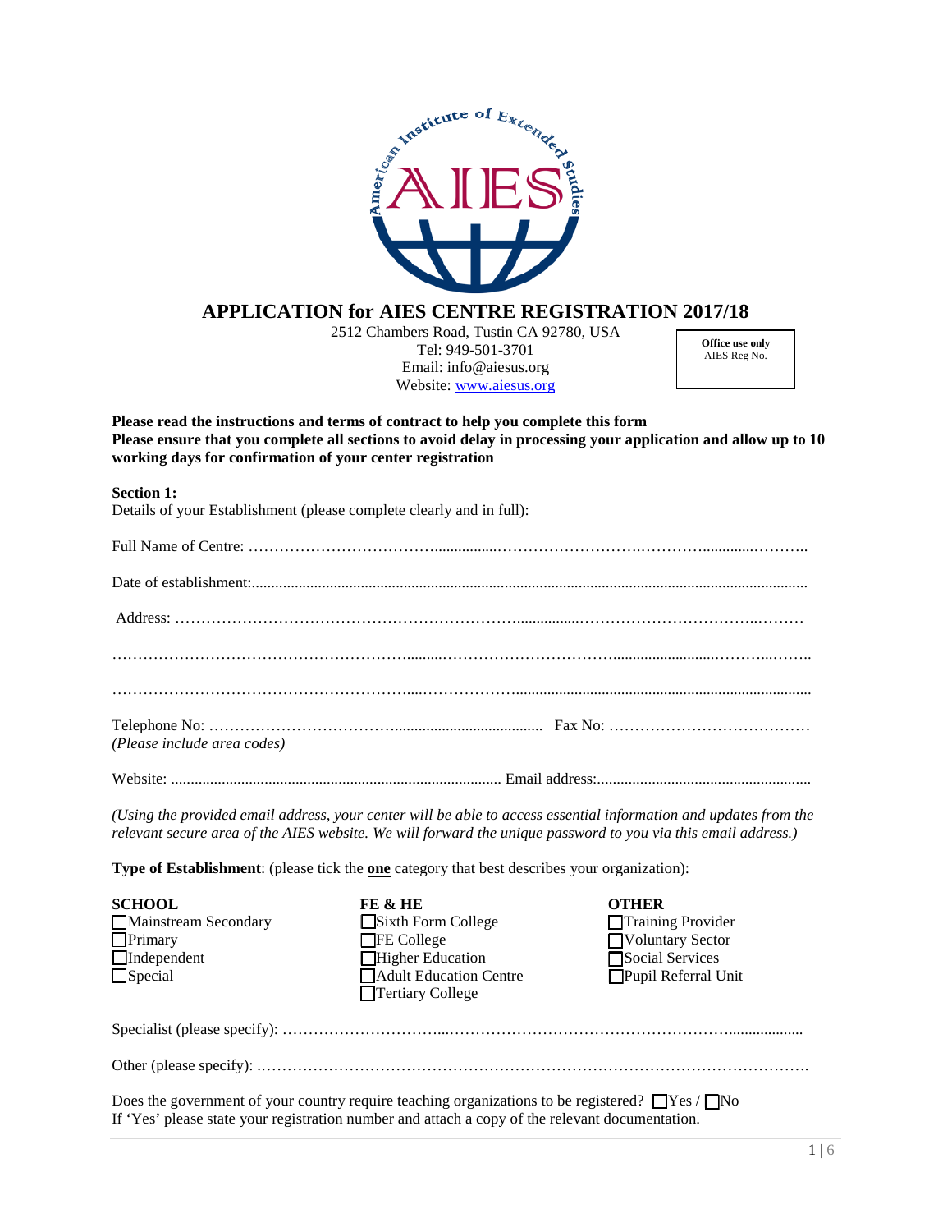# APPLICATION for AIES CENTRE REGISTRATION 2017/18

2512 Chambers Road, Tustin CA 92780, USA
Tel: 949-501-3701
Email: info@aiesus.org
Website: www.aiesus.org

| **Office use only** AIES Reg No. |
|---|
| |

**Please read the instructions and terms of contract to help you complete this form**
**Please ensure that you complete all sections to avoid delay in processing your application and allow up to 10 working days for confirmation of your center registration**

**Section 1:**
Details of your Establishment (please complete clearly and in full):

Full Name of Centre: …………………………………………………………………………………………

Date of establishment:…………………………………………………………………………………………

Address: ………………………………………………………………………………………………………

………………………………………………………………………………………………………………

………………………………………………………………………………………………………………

Telephone No: ……………………………………………… Fax No: …………………………………
*(Please include area codes)*

Website: ……………………………………………………… Email address:…………………………………

*(Using the provided email address, your center will be able to access essential information and updates from the relevant secure area of the AIES website. We will forward the unique password to you via this email address.)*

**Type of Establishment**: (please tick the **one** category that best describes your organization):

| **SCHOOL** | **FE & HE** | **OTHER** |
|---|---|---|
| ☐ Mainstream Secondary | ☐ Sixth Form College | ☐ Training Provider |
| ☐ Primary | ☐ FE College | ☐ Voluntary Sector |
| ☐ Independent | ☐ Higher Education | ☐ Social Services |
| ☐ Special | ☐ Adult Education Centre | ☐ Pupil Referral Unit |
| | ☐ Tertiary College | |

Specialist (please specify): ………………………………………………………………………………………

Other (please specify): ……………………………………………………………………………………………

Does the government of your country require teaching organizations to be registered? ☐ Yes / ☐ No
If 'Yes' please state your registration number and attach a copy of the relevant documentation.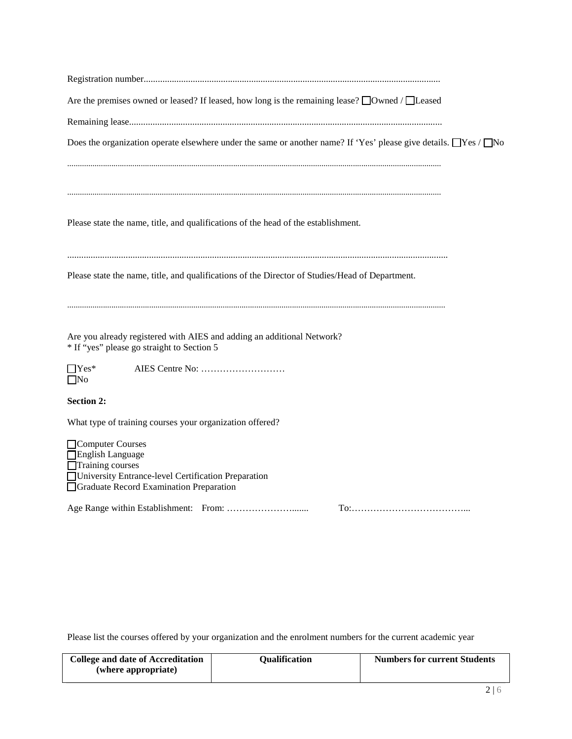Registration number...............................................................................................................................

Are the premises owned or leased? If leased, how long is the remaining lease? ☐Owned / ☐Leased

Remaining lease......................................................................................................................................

Does the organization operate elsewhere under the same or another name? If 'Yes' please give details. ☐Yes / ☐No

..............................................................................................................................................................

..............................................................................................................................................................

Please state the name, title, and qualifications of the head of the establishment.

..............................................................................................................................................................

Please state the name, title, and qualifications of the Director of Studies/Head of Department.

..............................................................................................................................................................

Are you already registered with AIES and adding an additional Network?
* If "yes" please go straight to Section 5

☐Yes* AIES Centre No: ………………………
☐No

**Section 2:**

What type of training courses your organization offered?

☐Computer Courses
☐English Language
☐Training courses
☐University Entrance-level Certification Preparation
☐Graduate Record Examination Preparation

Age Range within Establishment: From: ……………………....... To:………………………………...

Please list the courses offered by your organization and the enrolment numbers for the current academic year

| College and date of Accreditation (where appropriate) | Qualification | Numbers for current Students |
|---|---|---|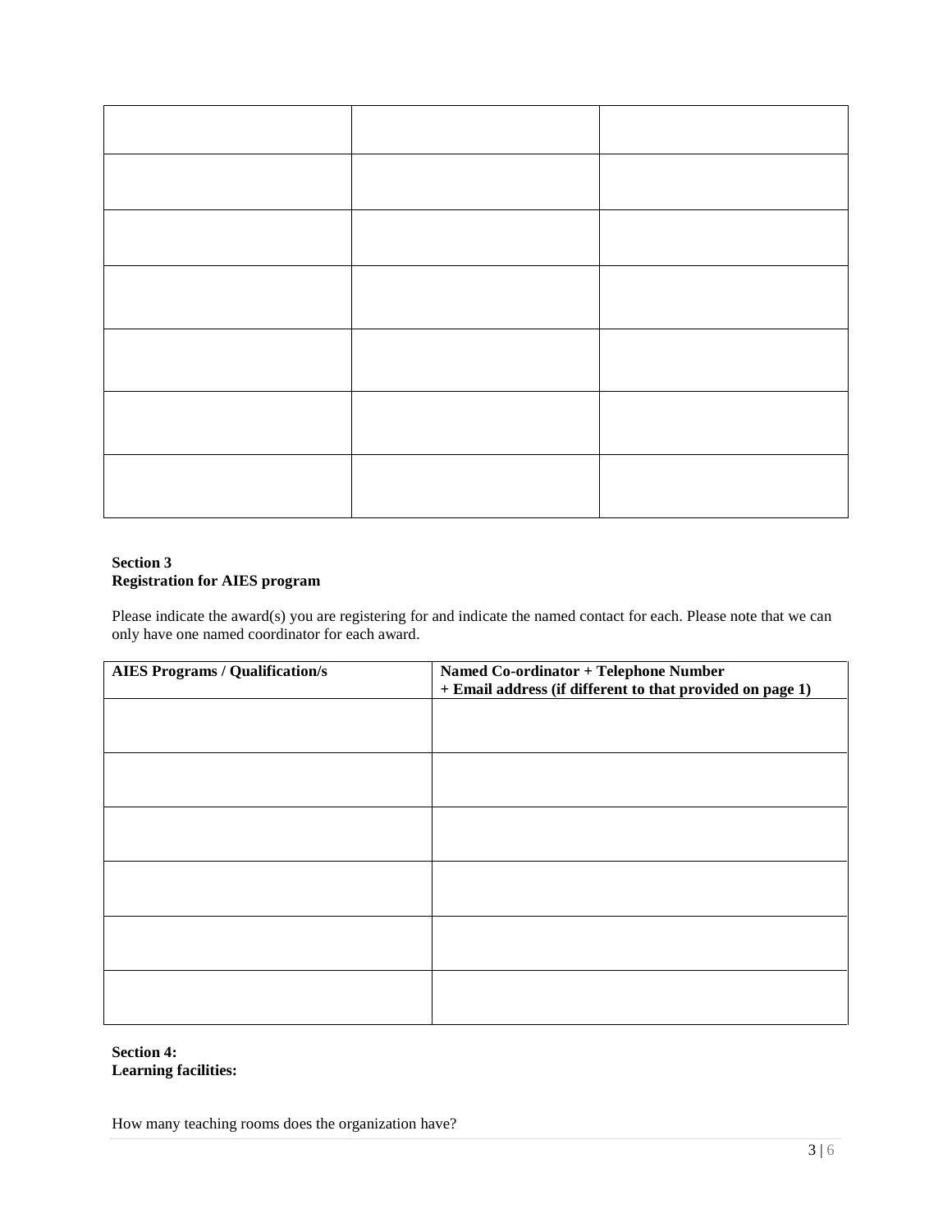| | | |
|---|---|---|
| | | |
| | | |
| | | |
| | | |
| | | |
| | | |

**Section 3**
**Registration for AIES program**

Please indicate the award(s) you are registering for and indicate the named contact for each. Please note that we can only have one named coordinator for each award.

| AIES Programs / Qualification/s | Named Co-ordinator + Telephone Number + Email address (if different to that provided on page 1) |
|---|---|
| | |
| | |
| | |
| | |
| | |
| | |

**Section 4:**
**Learning facilities:**

How many teaching rooms does the organization have?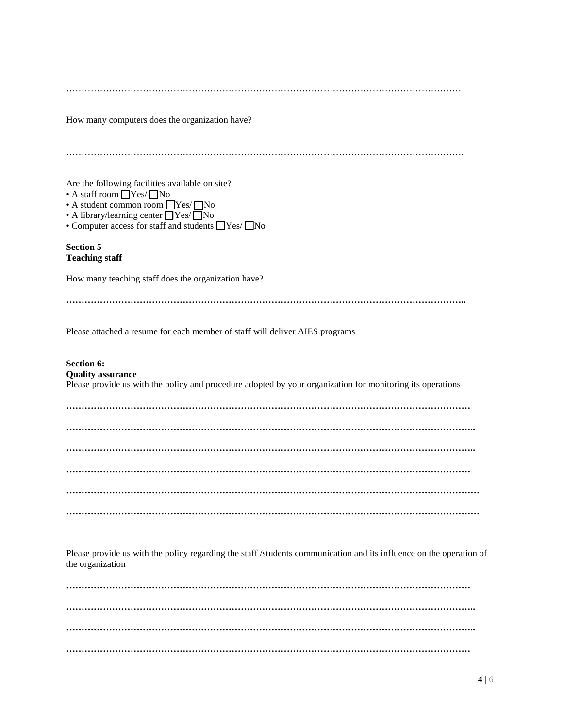……………………………………………………………………………………………………………

How many computers does the organization have?

…………………………………………………………………………………………………………….

Are the following facilities available on site?

- A staff room ☐Yes/ ☐No
- A student common room ☐Yes/ ☐No
- A library/learning center ☐Yes/ ☐No
- Computer access for staff and students ☐Yes/ ☐No

**Section 5**
**Teaching staff**

How many teaching staff does the organization have?

**……………………………………………………………………………………………………………..**

Please attached a resume for each member of staff will deliver AIES programs

**Section 6:**
**Quality assurance**

Please provide us with the policy and procedure adopted by your organization for monitoring its operations

**……………………………………………………………………………………………………………**

**……………………………………………………………………………………………………………..**

**……………………………………………………………………………………………………………..**

**……………………………………………………………………………………………………………**

**………………………………………………………………………………………………………………**

**………………………………………………………………………………………………………………**

Please provide us with the policy regarding the staff /students communication and its influence on the operation of the organization

**……………………………………………………………………………………………………………**

**……………………………………………………………………………………………………………..**

**……………………………………………………………………………………………………………..**

**……………………………………………………………………………………………………………**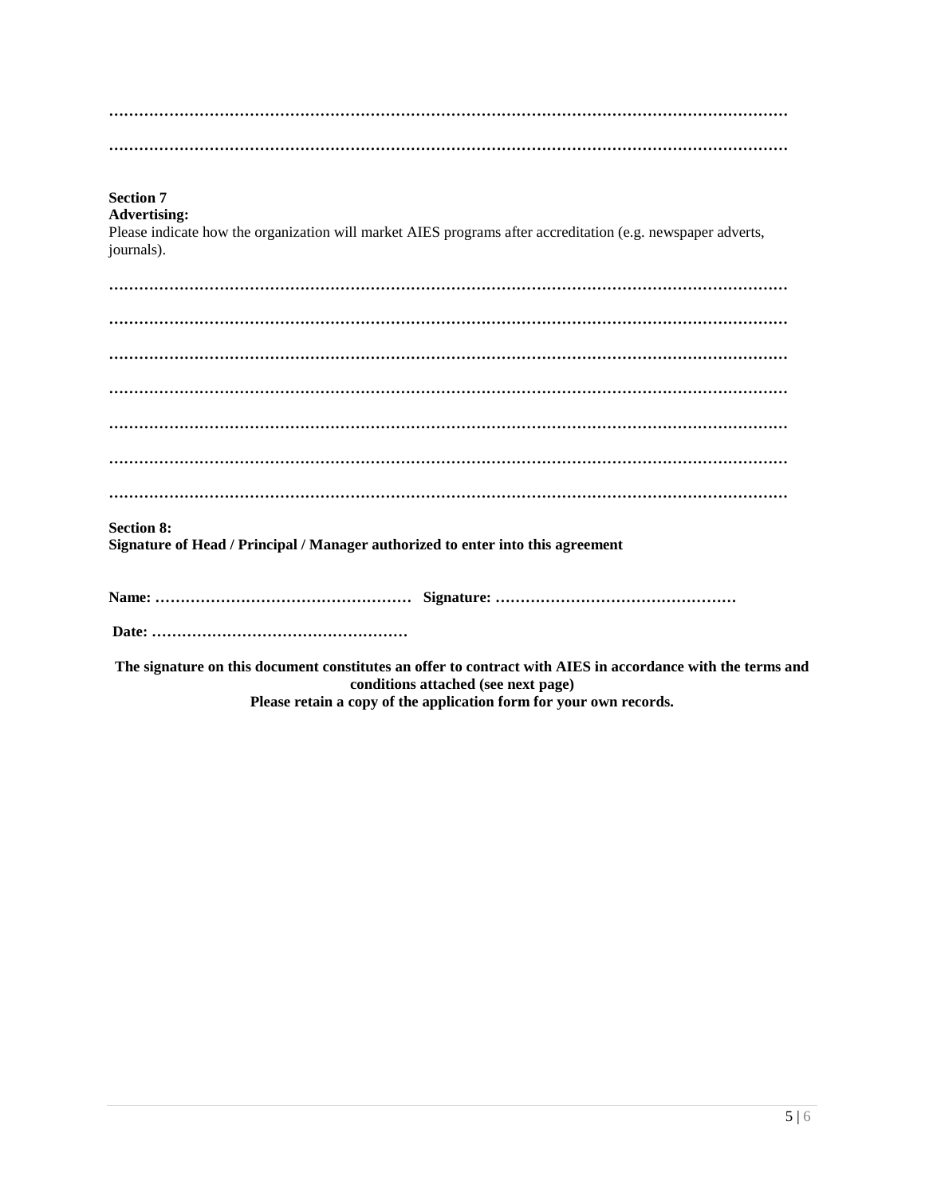…………………………………………………………………………………………………………………………

…………………………………………………………………………………………………………………………

**Section 7**
**Advertising:**
Please indicate how the organization will market AIES programs after accreditation (e.g. newspaper adverts, journals).

…………………………………………………………………………………………………………………………

…………………………………………………………………………………………………………………………

…………………………………………………………………………………………………………………………

…………………………………………………………………………………………………………………………

…………………………………………………………………………………………………………………………

…………………………………………………………………………………………………………………………

…………………………………………………………………………………………………………………………

**Section 8:**
**Signature of Head / Principal / Manager authorized to enter into this agreement**

**Name: ……………………………………………  Signature: …………………………………………**

**Date: ……………………………………………**

**The signature on this document constitutes an offer to contract with AIES in accordance with the terms and conditions attached (see next page)**
**Please retain a copy of the application form for your own records.**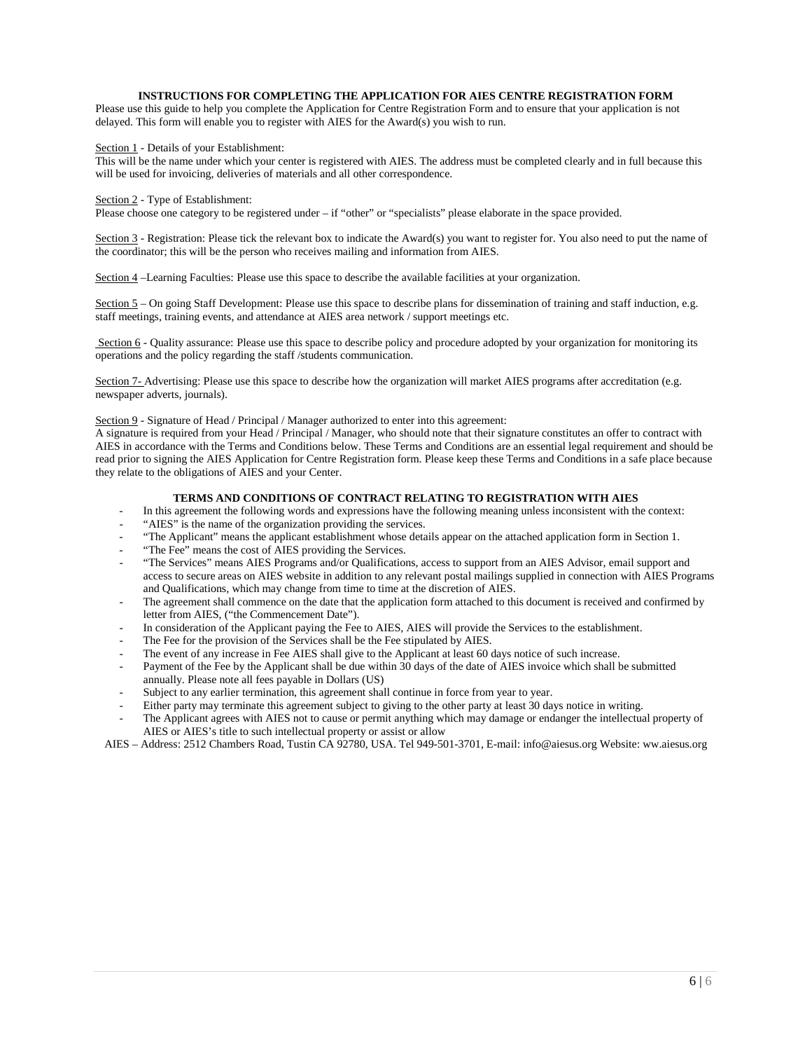### INSTRUCTIONS FOR COMPLETING THE APPLICATION FOR AIES CENTRE REGISTRATION FORM

Please use this guide to help you complete the Application for Centre Registration Form and to ensure that your application is not delayed. This form will enable you to register with AIES for the Award(s) you wish to run.

Section 1 - Details of your Establishment:
This will be the name under which your center is registered with AIES. The address must be completed clearly and in full because this will be used for invoicing, deliveries of materials and all other correspondence.

Section 2 - Type of Establishment:
Please choose one category to be registered under – if "other" or "specialists" please elaborate in the space provided.

Section 3 - Registration: Please tick the relevant box to indicate the Award(s) you want to register for. You also need to put the name of the coordinator; this will be the person who receives mailing and information from AIES.

Section 4 –Learning Faculties: Please use this space to describe the available facilities at your organization.

Section 5 – On going Staff Development: Please use this space to describe plans for dissemination of training and staff induction, e.g. staff meetings, training events, and attendance at AIES area network / support meetings etc.

Section 6 - Quality assurance: Please use this space to describe policy and procedure adopted by your organization for monitoring its operations and the policy regarding the staff /students communication.

Section 7- Advertising: Please use this space to describe how the organization will market AIES programs after accreditation (e.g. newspaper adverts, journals).

Section 9 - Signature of Head / Principal / Manager authorized to enter into this agreement:
A signature is required from your Head / Principal / Manager, who should note that their signature constitutes an offer to contract with AIES in accordance with the Terms and Conditions below. These Terms and Conditions are an essential legal requirement and should be read prior to signing the AIES Application for Centre Registration form. Please keep these Terms and Conditions in a safe place because they relate to the obligations of AIES and your Center.

### TERMS AND CONDITIONS OF CONTRACT RELATING TO REGISTRATION WITH AIES

- In this agreement the following words and expressions have the following meaning unless inconsistent with the context:
- "AIES" is the name of the organization providing the services.
- "The Applicant" means the applicant establishment whose details appear on the attached application form in Section 1.
- "The Fee" means the cost of AIES providing the Services.
- "The Services" means AIES Programs and/or Qualifications, access to support from an AIES Advisor, email support and access to secure areas on AIES website in addition to any relevant postal mailings supplied in connection with AIES Programs and Qualifications, which may change from time to time at the discretion of AIES.
- The agreement shall commence on the date that the application form attached to this document is received and confirmed by letter from AIES, ("the Commencement Date").
- In consideration of the Applicant paying the Fee to AIES, AIES will provide the Services to the establishment.
- The Fee for the provision of the Services shall be the Fee stipulated by AIES.
- The event of any increase in Fee AIES shall give to the Applicant at least 60 days notice of such increase.
- Payment of the Fee by the Applicant shall be due within 30 days of the date of AIES invoice which shall be submitted annually. Please note all fees payable in Dollars (US)
- Subject to any earlier termination, this agreement shall continue in force from year to year.
- Either party may terminate this agreement subject to giving to the other party at least 30 days notice in writing.
- The Applicant agrees with AIES not to cause or permit anything which may damage or endanger the intellectual property of AIES or AIES's title to such intellectual property or assist or allow

AIES – Address: 2512 Chambers Road, Tustin CA 92780, USA. Tel 949-501-3701, E-mail: info@aiesus.org Website: ww.aiesus.org